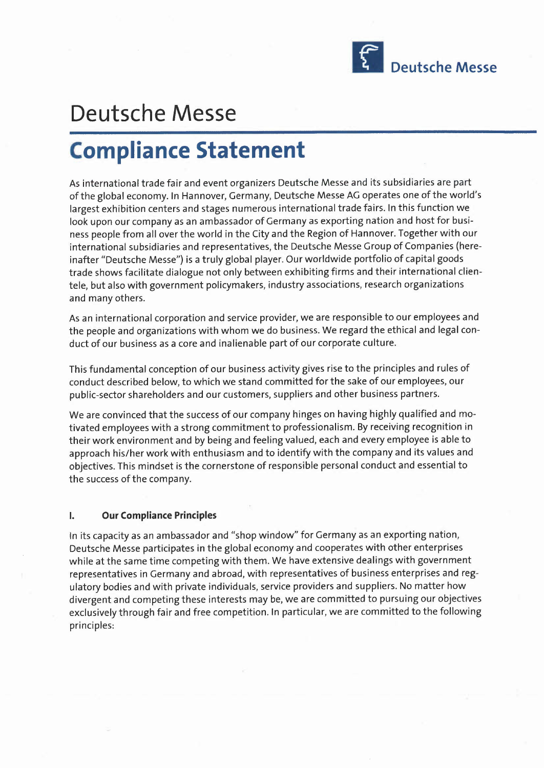# Deutsche Messe

## Compliance Statement

As international trade fair and event organizers Deutsche Messe and its subsidiaries are part of the global economy. In Hannover, Germany, Deutsche Messe AG operates one of the world's largest exhibition centers and stages numerous international trade fairs. In this function we look upon our company as an ambassador of Germany as exporting nation and host for business people from all over the world in the City and the Region of Hannover. Together with our international subsidiaries and representatives, the Deutsche Messe Group of Companies (hereinafter "Deutsche Messe") is a truly global player. Our worldwide portfolio of capital goods trade shows facilitate dialogue not only between exhibiting firms and their international clientele, but also with government policymakers, industry associations, research organizations and many others.

As an international corporation and service provider, we are responsible to our employees and the people and organizations with whom we do business. We regard the ethical and legal conduct of our business as a core and inalienable part of our corporate culture.

This fundamental conception of our business activity gives rise to the principles and rules of conduct described below, to which we stand committed for the sake of our employees, our public-sector shareholders and our customers, suppliers and other business partners.

We are convinced that the success of our company hinges on having highly qualified and motivated employees with a strong commitment to professionalism. By receiving recognition in their work environment and by being and feeling valued, each and every employee is able to approach his/her work with enthusiasm and to identify with the company and its values and objectives. This mindset is the cornerstone of responsible personal conduct and essential to the success of the company.

### I. Our Compliance Principles

In its capacity as an ambassador and "shop window" for Germany as an exporting nation, Deutsche Messe participates in the global economy and cooperates with other enterprises while at the same time competing with them. We have extensive dealings with government representatives in Germany and abroad, with representatives of business enterprises and regulatory bodies and with private individuals, service providers and suppliers. No matter how divergent and competing these interests may be, we are committed to pursuing our objectives exclusively through fair and free competition. In particular, we are committed to the following principles: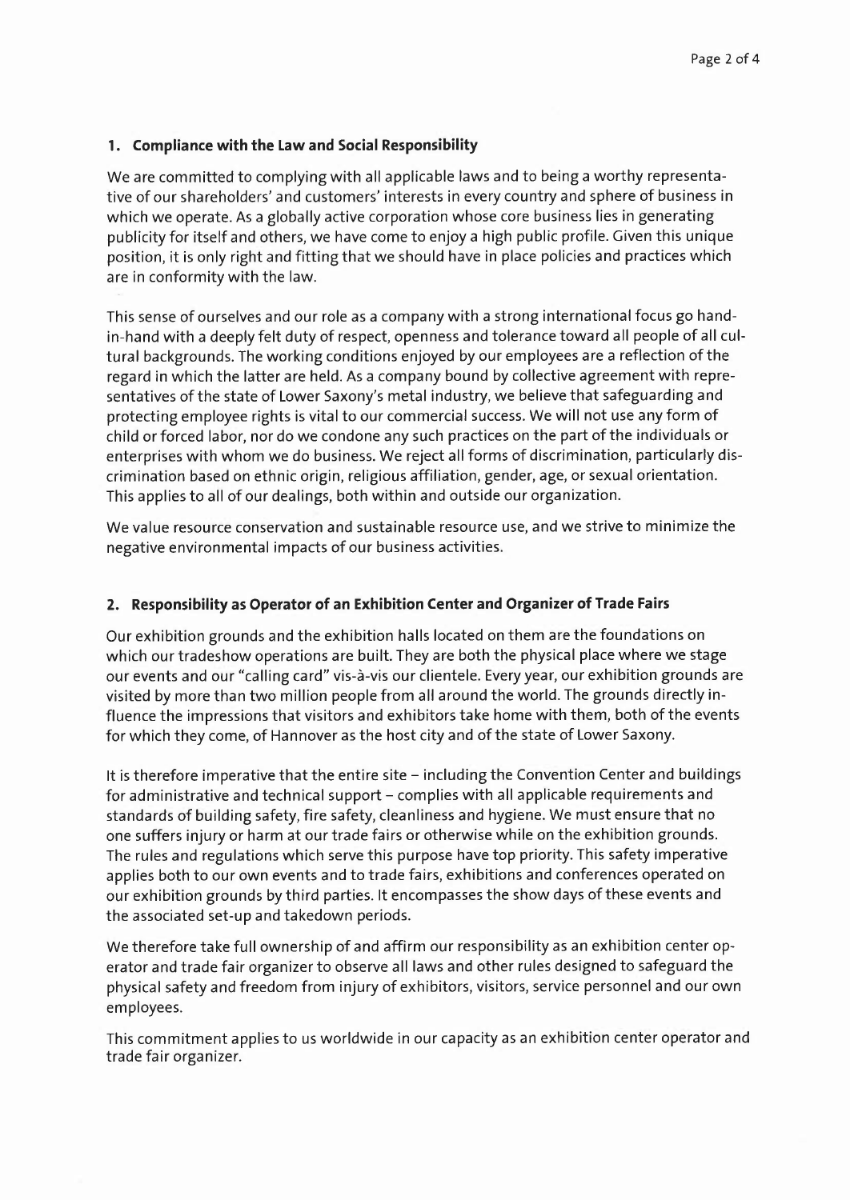## 1. Compliance with the Law and Social Responsibility

We are committed to complying with all applicable laws and to being a worthy representative of our shareholders' and customers' interests in every country and sphere of business in which we operate. As a globally active corporation whose core business lies in generating publicity for itself and others, we have come to enjoy a high public profile. Given this unique position, it is only right and fitting that we should have in place policies and practices which are in conformity with the law.

This sense of ourselves and our role as a company with a strong international focus go hand-in-hand with a deeply felt duty of respect, openness and tolerance toward all people of all cultural backgrounds. The working conditions enjoyed by our employees are a reflection of the regard in which the latter are held. As a company bound by collective agreement with representatives of the state of Lower Saxony's metal industry, we believe that safeguarding and protecting employee rights is vital to our commercial success. We will not use any form of child or forced labor, nor do we condone any such practices on the part of the individuals or enterprises with whom we do business. We reject all forms of discrimination, particularly discrimination based on ethnic origin, religious affiliation, gender, age, or sexual orientation. This applies to all of our dealings, both within and outside our organization.

We value resource conservation and sustainable resource use, and we strive to minimize the negative environmental impacts of our business activities.

## 2. Responsibility as Operator of an Exhibition Center and Organizer of Trade Fairs

Our exhibition grounds and the exhibition halls located on them are the foundations on which our tradeshow operations are built. They are both the physical place where we stage our events and our "calling card" vis-à-vis our clientele. Every year, our exhibition grounds are visited by more than two million people from all around the world. The grounds directly influence the impressions that visitors and exhibitors take home with them, both of the events for which they come, of Hannover as the host city and of the state of Lower Saxony.

It is therefore imperative that the entire site – including the Convention Center and buildings for administrative and technical support – complies with all applicable requirements and standards of building safety, fire safety, cleanliness and hygiene. We must ensure that no one suffers injury or harm at our trade fairs or otherwise while on the exhibition grounds. The rules and regulations which serve this purpose have top priority. This safety imperative applies both to our own events and to trade fairs, exhibitions and conferences operated on our exhibition grounds by third parties. It encompasses the show days of these events and the associated set-up and takedown periods.

We therefore take full ownership of and affirm our responsibility as an exhibition center operator and trade fair organizer to observe all laws and other rules designed to safeguard the physical safety and freedom from injury of exhibitors, visitors, service personnel and our own employees.

This commitment applies to us worldwide in our capacity as an exhibition center operator and trade fair organizer.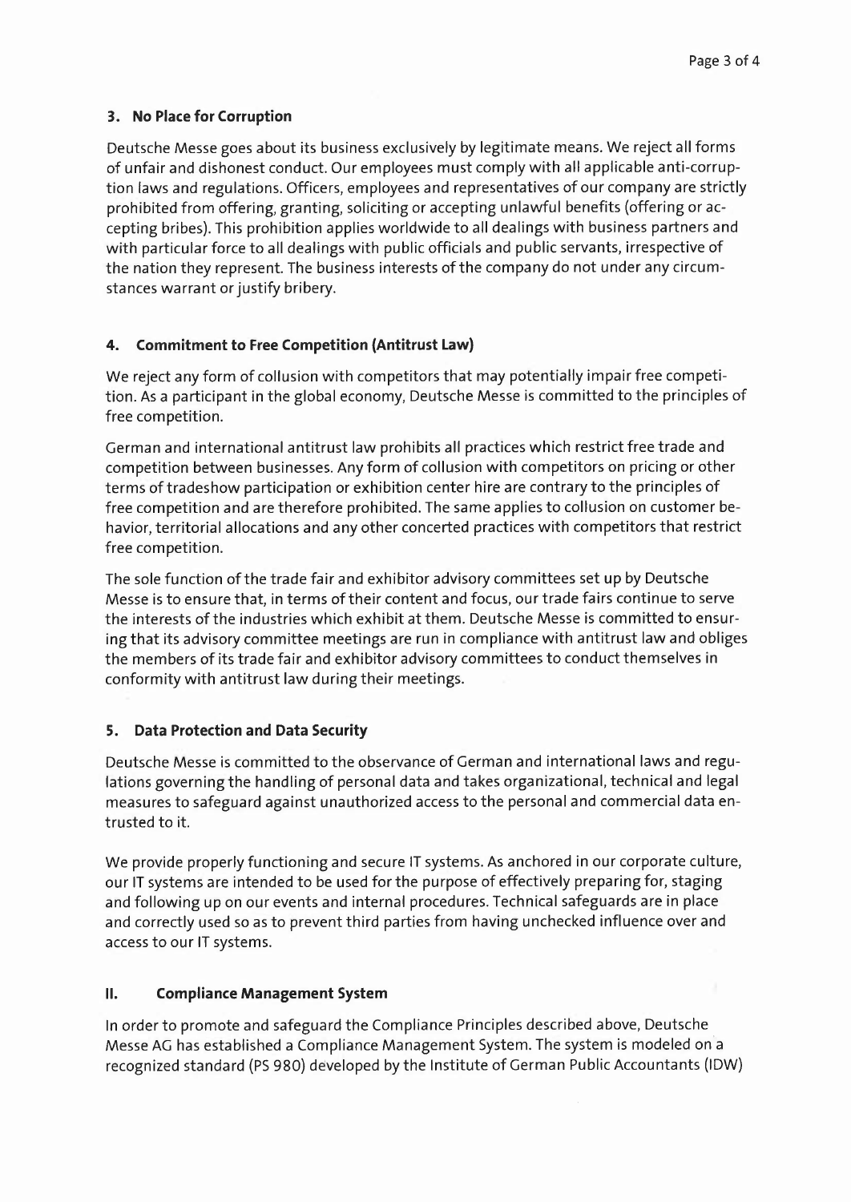### 3. No Place for Corruption

Deutsche Messe goes about its business exclusively by legitimate means. We reject all forms of unfair and dishonest conduct. Our employees must comply with all applicable anti-corruption laws and regulations. Officers, employees and representatives of our company are strictly prohibited from offering, granting, soliciting or accepting unlawful benefits (offering or accepting bribes). This prohibition applies worldwide to all dealings with business partners and with particular force to all dealings with public officials and public servants, irrespective of the nation they represent. The business interests of the company do not under any circumstances warrant or justify bribery.

### 4. Commitment to Free Competition (Antitrust Law)

We reject any form of collusion with competitors that may potentially impair free competition. As a participant in the global economy, Deutsche Messe is committed to the principles of free competition.

German and international antitrust law prohibits all practices which restrict free trade and competition between businesses. Any form of collusion with competitors on pricing or other terms of tradeshow participation or exhibition center hire are contrary to the principles of free competition and are therefore prohibited. The same applies to collusion on customer behavior, territorial allocations and any other concerted practices with competitors that restrict free competition.

The sole function of the trade fair and exhibitor advisory committees set up by Deutsche Messe is to ensure that, in terms of their content and focus, our trade fairs continue to serve the interests of the industries which exhibit at them. Deutsche Messe is committed to ensuring that its advisory committee meetings are run in compliance with antitrust law and obliges the members of its trade fair and exhibitor advisory committees to conduct themselves in conformity with antitrust law during their meetings.

### 5. Data Protection and Data Security

Deutsche Messe is committed to the observance of German and international laws and regulations governing the handling of personal data and takes organizational, technical and legal measures to safeguard against unauthorized access to the personal and commercial data entrusted to it.

We provide properly functioning and secure IT systems. As anchored in our corporate culture, our IT systems are intended to be used for the purpose of effectively preparing for, staging and following up on our events and internal procedures. Technical safeguards are in place and correctly used so as to prevent third parties from having unchecked influence over and access to our IT systems.

## II. Compliance Management System

In order to promote and safeguard the Compliance Principles described above, Deutsche Messe AG has established a Compliance Management System. The system is modeled on a recognized standard (PS 980) developed by the Institute of German Public Accountants (IDW)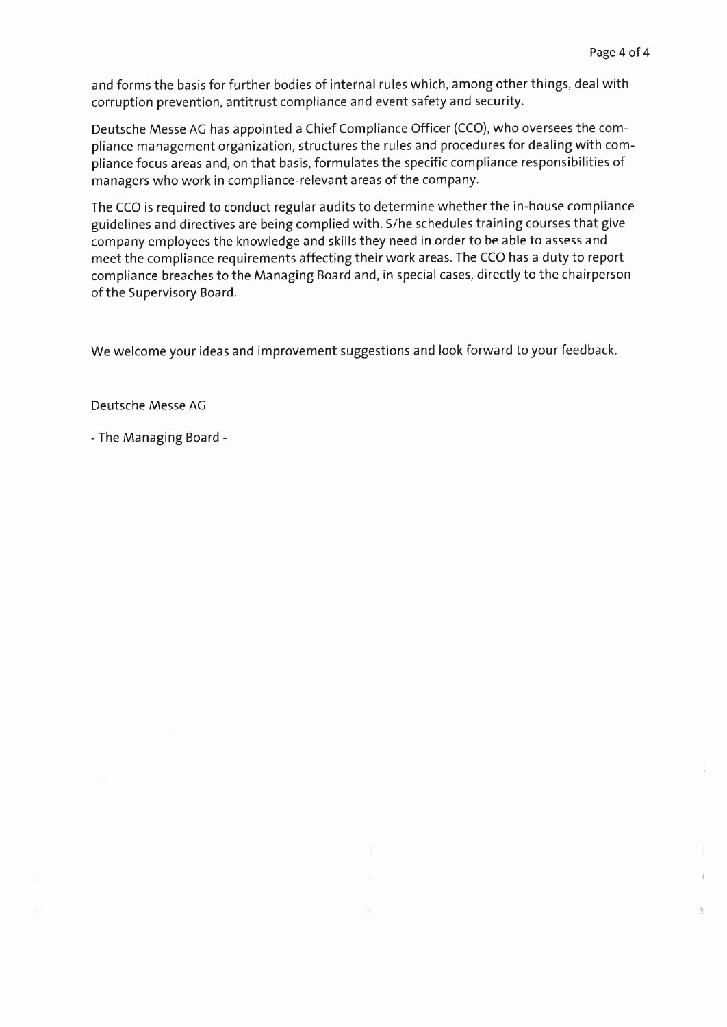and forms the basis for further bodies of internal rules which, among other things, deal with corruption prevention, antitrust compliance and event safety and security.

Deutsche Messe AG has appointed a Chief Compliance Officer (CCO), who oversees the compliance management organization, structures the rules and procedures for dealing with compliance focus areas and, on that basis, formulates the specific compliance responsibilities of managers who work in compliance-relevant areas of the company.

The CCO is required to conduct regular audits to determine whether the in-house compliance guidelines and directives are being complied with. S/he schedules training courses that give company employees the knowledge and skills they need in order to be able to assess and meet the compliance requirements affecting their work areas. The CCO has a duty to report compliance breaches to the Managing Board and, in special cases, directly to the chairperson of the Supervisory Board.

We welcome your ideas and improvement suggestions and look forward to your feedback.

Deutsche Messe AG

- The Managing Board -